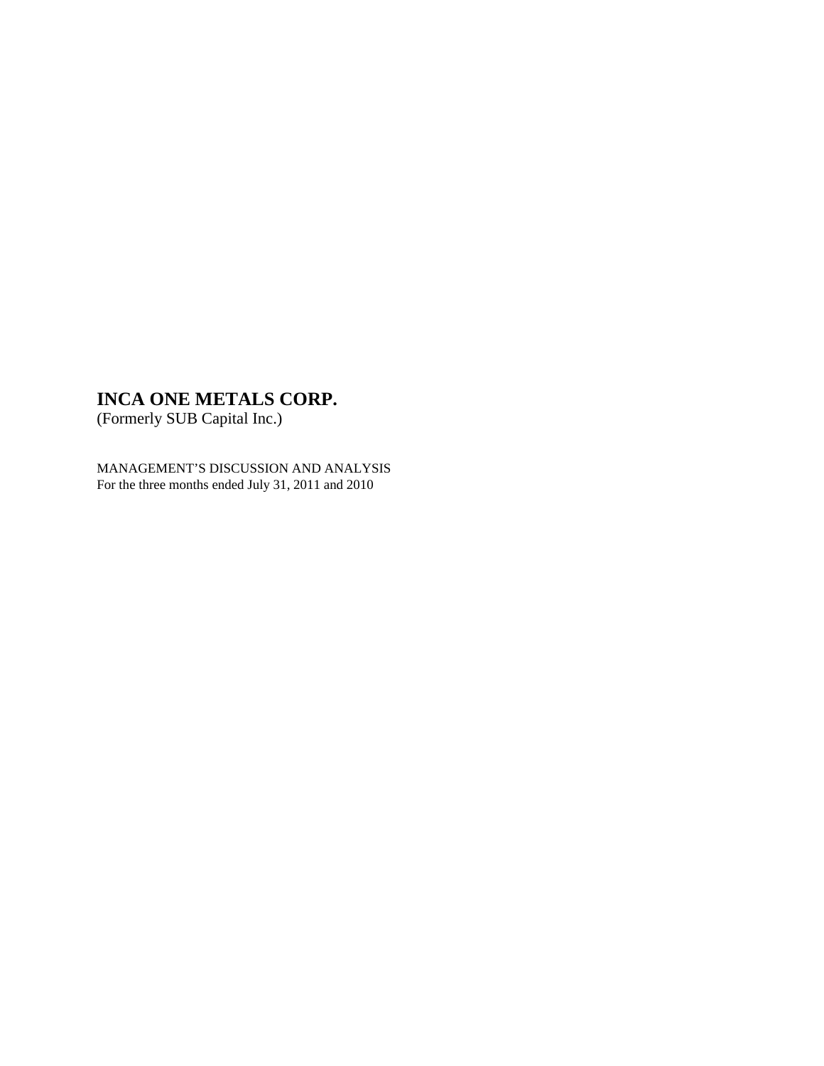# INCA ONE METALS CORP.

(Formerly SUB Capital Inc.)

MANAGEMENT'S DISCUSSION AND ANALYSIS
For the three months ended July 31, 2011 and 2010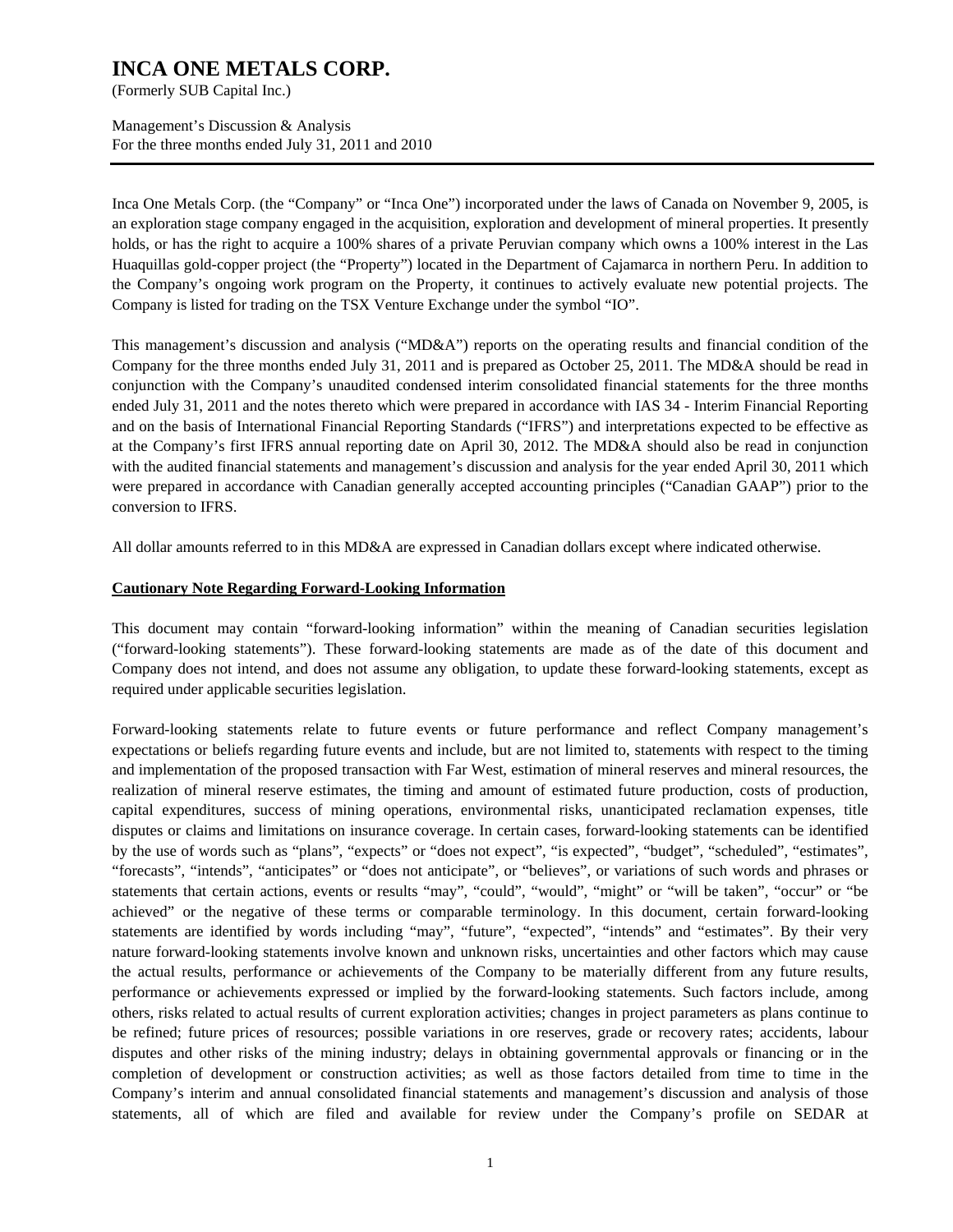Inca One Metals Corp. (the "Company" or "Inca One") incorporated under the laws of Canada on November 9, 2005, is an exploration stage company engaged in the acquisition, exploration and development of mineral properties. It presently holds, or has the right to acquire a 100% shares of a private Peruvian company which owns a 100% interest in the Las Huaquillas gold-copper project (the "Property") located in the Department of Cajamarca in northern Peru. In addition to the Company's ongoing work program on the Property, it continues to actively evaluate new potential projects. The Company is listed for trading on the TSX Venture Exchange under the symbol "IO".

This management's discussion and analysis ("MD&A") reports on the operating results and financial condition of the Company for the three months ended July 31, 2011 and is prepared as October 25, 2011. The MD&A should be read in conjunction with the Company's unaudited condensed interim consolidated financial statements for the three months ended July 31, 2011 and the notes thereto which were prepared in accordance with IAS 34 - Interim Financial Reporting and on the basis of International Financial Reporting Standards ("IFRS") and interpretations expected to be effective as at the Company's first IFRS annual reporting date on April 30, 2012. The MD&A should also be read in conjunction with the audited financial statements and management's discussion and analysis for the year ended April 30, 2011 which were prepared in accordance with Canadian generally accepted accounting principles ("Canadian GAAP") prior to the conversion to IFRS.

All dollar amounts referred to in this MD&A are expressed in Canadian dollars except where indicated otherwise.

**Cautionary Note Regarding Forward-Looking Information**

This document may contain "forward-looking information" within the meaning of Canadian securities legislation ("forward-looking statements"). These forward-looking statements are made as of the date of this document and Company does not intend, and does not assume any obligation, to update these forward-looking statements, except as required under applicable securities legislation.

Forward-looking statements relate to future events or future performance and reflect Company management's expectations or beliefs regarding future events and include, but are not limited to, statements with respect to the timing and implementation of the proposed transaction with Far West, estimation of mineral reserves and mineral resources, the realization of mineral reserve estimates, the timing and amount of estimated future production, costs of production, capital expenditures, success of mining operations, environmental risks, unanticipated reclamation expenses, title disputes or claims and limitations on insurance coverage. In certain cases, forward-looking statements can be identified by the use of words such as "plans", "expects" or "does not expect", "is expected", "budget", "scheduled", "estimates", "forecasts", "intends", "anticipates" or "does not anticipate", or "believes", or variations of such words and phrases or statements that certain actions, events or results "may", "could", "would", "might" or "will be taken", "occur" or "be achieved" or the negative of these terms or comparable terminology. In this document, certain forward-looking statements are identified by words including "may", "future", "expected", "intends" and "estimates". By their very nature forward-looking statements involve known and unknown risks, uncertainties and other factors which may cause the actual results, performance or achievements of the Company to be materially different from any future results, performance or achievements expressed or implied by the forward-looking statements. Such factors include, among others, risks related to actual results of current exploration activities; changes in project parameters as plans continue to be refined; future prices of resources; possible variations in ore reserves, grade or recovery rates; accidents, labour disputes and other risks of the mining industry; delays in obtaining governmental approvals or financing or in the completion of development or construction activities; as well as those factors detailed from time to time in the Company's interim and annual consolidated financial statements and management's discussion and analysis of those statements, all of which are filed and available for review under the Company's profile on SEDAR at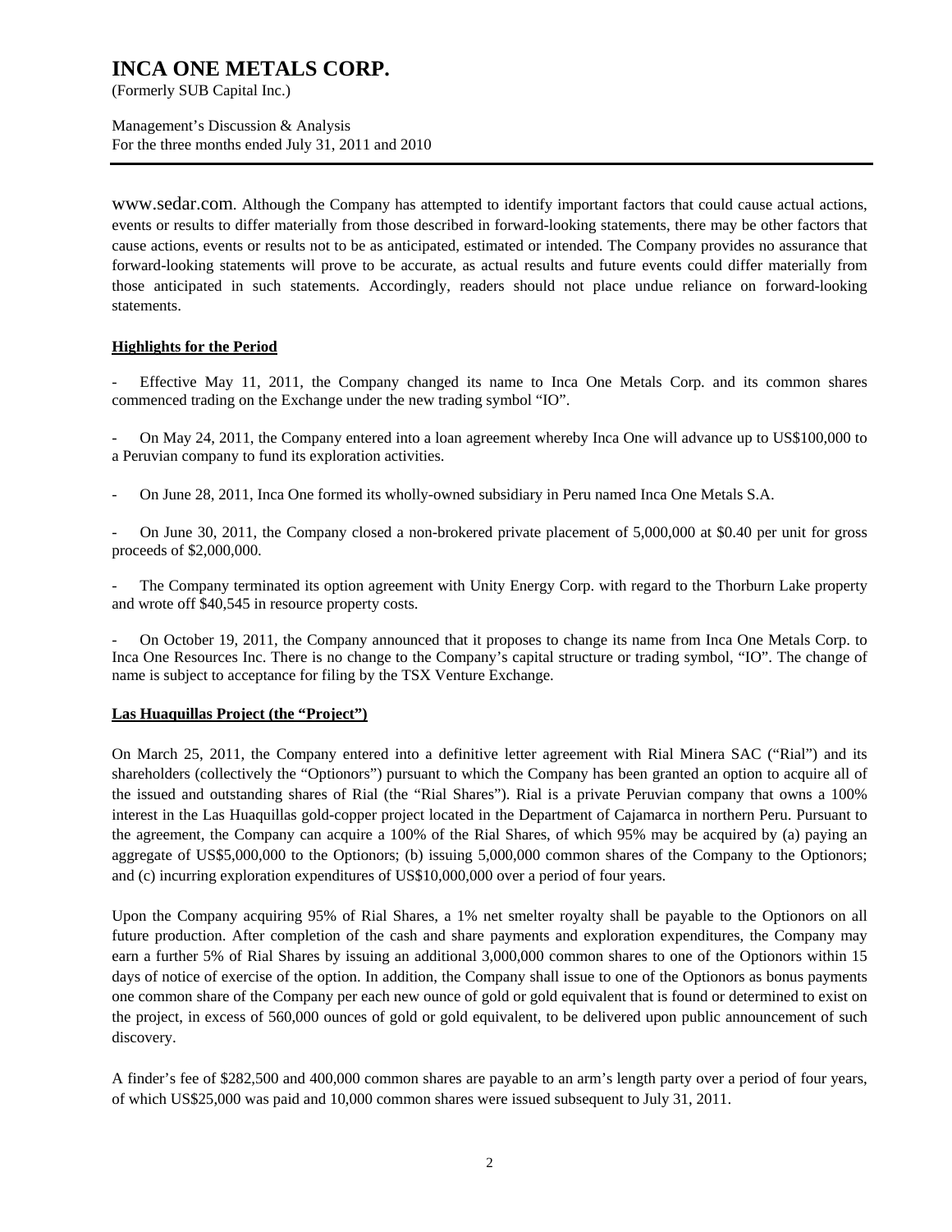www.sedar.com. Although the Company has attempted to identify important factors that could cause actual actions, events or results to differ materially from those described in forward-looking statements, there may be other factors that cause actions, events or results not to be as anticipated, estimated or intended. The Company provides no assurance that forward-looking statements will prove to be accurate, as actual results and future events could differ materially from those anticipated in such statements. Accordingly, readers should not place undue reliance on forward-looking statements.

## Highlights for the Period

- Effective May 11, 2011, the Company changed its name to Inca One Metals Corp. and its common shares commenced trading on the Exchange under the new trading symbol "IO".

- On May 24, 2011, the Company entered into a loan agreement whereby Inca One will advance up to US$100,000 to a Peruvian company to fund its exploration activities.

- On June 28, 2011, Inca One formed its wholly-owned subsidiary in Peru named Inca One Metals S.A.

- On June 30, 2011, the Company closed a non-brokered private placement of 5,000,000 at $0.40 per unit for gross proceeds of $2,000,000.

- The Company terminated its option agreement with Unity Energy Corp. with regard to the Thorburn Lake property and wrote off $40,545 in resource property costs.

- On October 19, 2011, the Company announced that it proposes to change its name from Inca One Metals Corp. to Inca One Resources Inc. There is no change to the Company's capital structure or trading symbol, "IO". The change of name is subject to acceptance for filing by the TSX Venture Exchange.

## Las Huaquillas Project (the "Project")

On March 25, 2011, the Company entered into a definitive letter agreement with Rial Minera SAC ("Rial") and its shareholders (collectively the "Optionors") pursuant to which the Company has been granted an option to acquire all of the issued and outstanding shares of Rial (the "Rial Shares"). Rial is a private Peruvian company that owns a 100% interest in the Las Huaquillas gold-copper project located in the Department of Cajamarca in northern Peru. Pursuant to the agreement, the Company can acquire a 100% of the Rial Shares, of which 95% may be acquired by (a) paying an aggregate of US$5,000,000 to the Optionors; (b) issuing 5,000,000 common shares of the Company to the Optionors; and (c) incurring exploration expenditures of US$10,000,000 over a period of four years.

Upon the Company acquiring 95% of Rial Shares, a 1% net smelter royalty shall be payable to the Optionors on all future production. After completion of the cash and share payments and exploration expenditures, the Company may earn a further 5% of Rial Shares by issuing an additional 3,000,000 common shares to one of the Optionors within 15 days of notice of exercise of the option. In addition, the Company shall issue to one of the Optionors as bonus payments one common share of the Company per each new ounce of gold or gold equivalent that is found or determined to exist on the project, in excess of 560,000 ounces of gold or gold equivalent, to be delivered upon public announcement of such discovery.

A finder's fee of $282,500 and 400,000 common shares are payable to an arm's length party over a period of four years, of which US$25,000 was paid and 10,000 common shares were issued subsequent to July 31, 2011.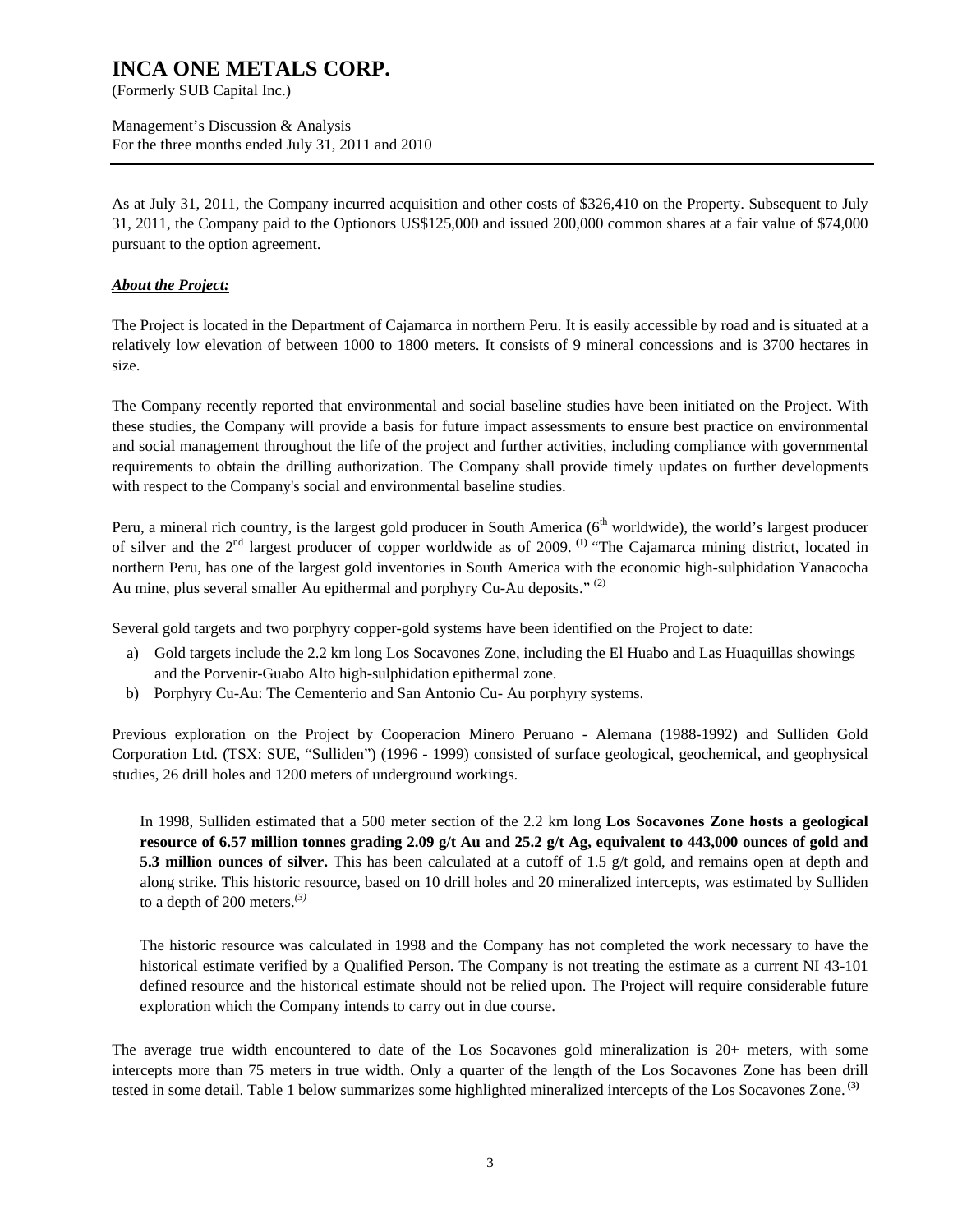As at July 31, 2011, the Company incurred acquisition and other costs of $326,410 on the Property. Subsequent to July 31, 2011, the Company paid to the Optionors US$125,000 and issued 200,000 common shares at a fair value of $74,000 pursuant to the option agreement.

***About the Project:***

The Project is located in the Department of Cajamarca in northern Peru. It is easily accessible by road and is situated at a relatively low elevation of between 1000 to 1800 meters. It consists of 9 mineral concessions and is 3700 hectares in size.

The Company recently reported that environmental and social baseline studies have been initiated on the Project. With these studies, the Company will provide a basis for future impact assessments to ensure best practice on environmental and social management throughout the life of the project and further activities, including compliance with governmental requirements to obtain the drilling authorization. The Company shall provide timely updates on further developments with respect to the Company's social and environmental baseline studies.

Peru, a mineral rich country, is the largest gold producer in South America (6th worldwide), the world's largest producer of silver and the 2nd largest producer of copper worldwide as of 2009. **(1)** "The Cajamarca mining district, located in northern Peru, has one of the largest gold inventories in South America with the economic high-sulphidation Yanacocha Au mine, plus several smaller Au epithermal and porphyry Cu-Au deposits." (2)

Several gold targets and two porphyry copper-gold systems have been identified on the Project to date:

a) Gold targets include the 2.2 km long Los Socavones Zone, including the El Huabo and Las Huaquillas showings and the Porvenir-Guabo Alto high-sulphidation epithermal zone.
b) Porphyry Cu-Au: The Cementerio and San Antonio Cu- Au porphyry systems.

Previous exploration on the Project by Cooperacion Minero Peruano - Alemana (1988-1992) and Sulliden Gold Corporation Ltd. (TSX: SUE, "Sulliden") (1996 - 1999) consisted of surface geological, geochemical, and geophysical studies, 26 drill holes and 1200 meters of underground workings.

> In 1998, Sulliden estimated that a 500 meter section of the 2.2 km long **Los Socavones Zone hosts a geological resource of 6.57 million tonnes grading 2.09 g/t Au and 25.2 g/t Ag, equivalent to 443,000 ounces of gold and 5.3 million ounces of silver.** This has been calculated at a cutoff of 1.5 g/t gold, and remains open at depth and along strike. This historic resource, based on 10 drill holes and 20 mineralized intercepts, was estimated by Sulliden to a depth of 200 meters.*(3)*
>
> The historic resource was calculated in 1998 and the Company has not completed the work necessary to have the historical estimate verified by a Qualified Person. The Company is not treating the estimate as a current NI 43-101 defined resource and the historical estimate should not be relied upon. The Project will require considerable future exploration which the Company intends to carry out in due course.

The average true width encountered to date of the Los Socavones gold mineralization is 20+ meters, with some intercepts more than 75 meters in true width. Only a quarter of the length of the Los Socavones Zone has been drill tested in some detail. Table 1 below summarizes some highlighted mineralized intercepts of the Los Socavones Zone. **(3)**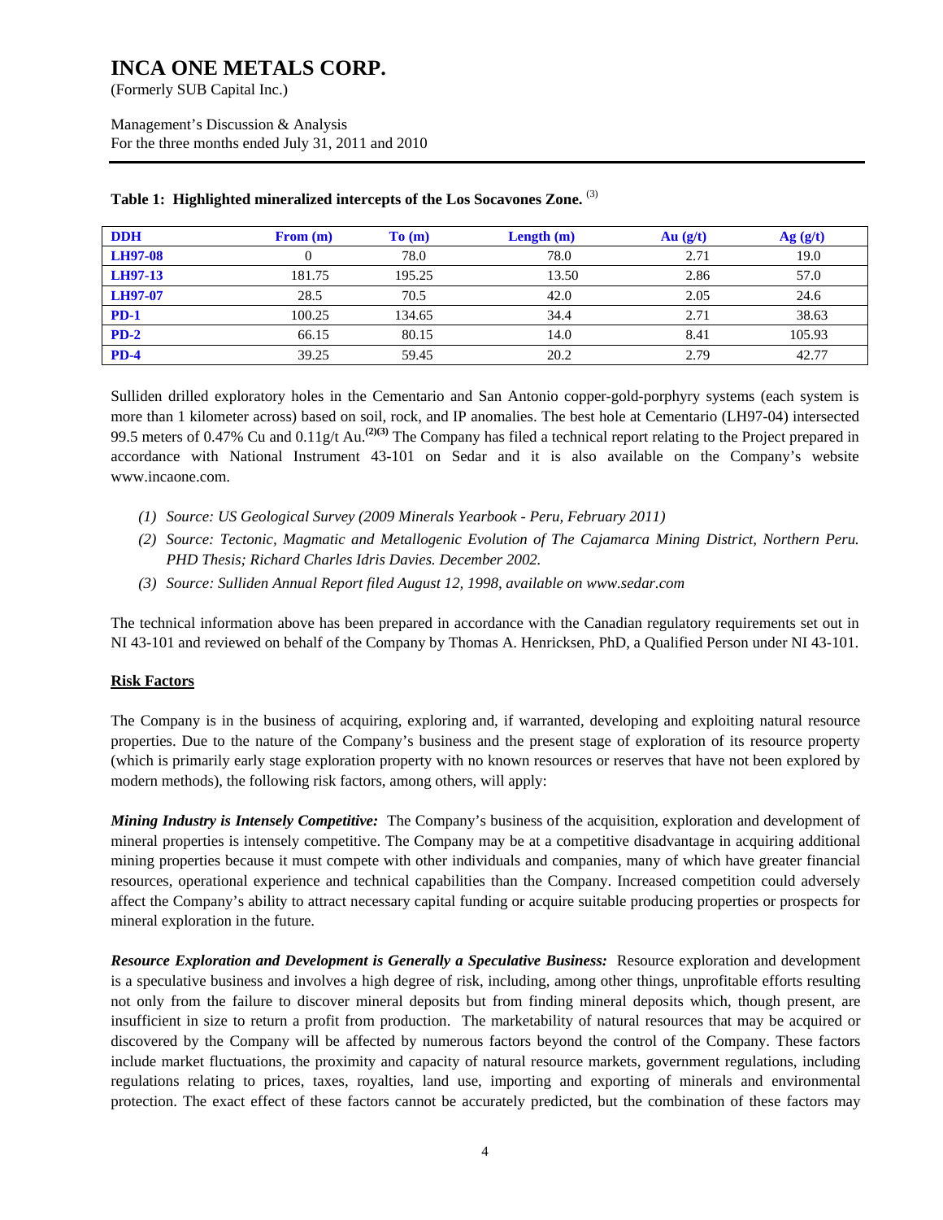**Table 1: Highlighted mineralized intercepts of the Los Socavones Zone.** [3]

| DDH | From (m) | To (m) | Length (m) | Au (g/t) | Ag (g/t) |
|---|---|---|---|---|---|
| LH97-08 | 0 | 78.0 | 78.0 | 2.71 | 19.0 |
| LH97-13 | 181.75 | 195.25 | 13.50 | 2.86 | 57.0 |
| LH97-07 | 28.5 | 70.5 | 42.0 | 2.05 | 24.6 |
| PD-1 | 100.25 | 134.65 | 34.4 | 2.71 | 38.63 |
| PD-2 | 66.15 | 80.15 | 14.0 | 8.41 | 105.93 |
| PD-4 | 39.25 | 59.45 | 20.2 | 2.79 | 42.77 |

Sulliden drilled exploratory holes in the Cementario and San Antonio copper-gold-porphyry systems (each system is more than 1 kilometer across) based on soil, rock, and IP anomalies. The best hole at Cementario (LH97-04) intersected 99.5 meters of 0.47% Cu and 0.11g/t Au.[(2)(3)] The Company has filed a technical report relating to the Project prepared in accordance with National Instrument 43-101 on Sedar and it is also available on the Company's website www.incaone.com.

*(1) Source: US Geological Survey (2009 Minerals Yearbook - Peru, February 2011)*

*(2) Source: Tectonic, Magmatic and Metallogenic Evolution of The Cajamarca Mining District, Northern Peru. PHD Thesis; Richard Charles Idris Davies. December 2002.*

*(3) Source: Sulliden Annual Report filed August 12, 1998, available on www.sedar.com*

The technical information above has been prepared in accordance with the Canadian regulatory requirements set out in NI 43-101 and reviewed on behalf of the Company by Thomas A. Henricksen, PhD, a Qualified Person under NI 43-101.

## Risk Factors

The Company is in the business of acquiring, exploring and, if warranted, developing and exploiting natural resource properties. Due to the nature of the Company's business and the present stage of exploration of its resource property (which is primarily early stage exploration property with no known resources or reserves that have not been explored by modern methods), the following risk factors, among others, will apply:

***Mining Industry is Intensely Competitive:*** The Company's business of the acquisition, exploration and development of mineral properties is intensely competitive. The Company may be at a competitive disadvantage in acquiring additional mining properties because it must compete with other individuals and companies, many of which have greater financial resources, operational experience and technical capabilities than the Company. Increased competition could adversely affect the Company's ability to attract necessary capital funding or acquire suitable producing properties or prospects for mineral exploration in the future.

***Resource Exploration and Development is Generally a Speculative Business:*** Resource exploration and development is a speculative business and involves a high degree of risk, including, among other things, unprofitable efforts resulting not only from the failure to discover mineral deposits but from finding mineral deposits which, though present, are insufficient in size to return a profit from production. The marketability of natural resources that may be acquired or discovered by the Company will be affected by numerous factors beyond the control of the Company. These factors include market fluctuations, the proximity and capacity of natural resource markets, government regulations, including regulations relating to prices, taxes, royalties, land use, importing and exporting of minerals and environmental protection. The exact effect of these factors cannot be accurately predicted, but the combination of these factors may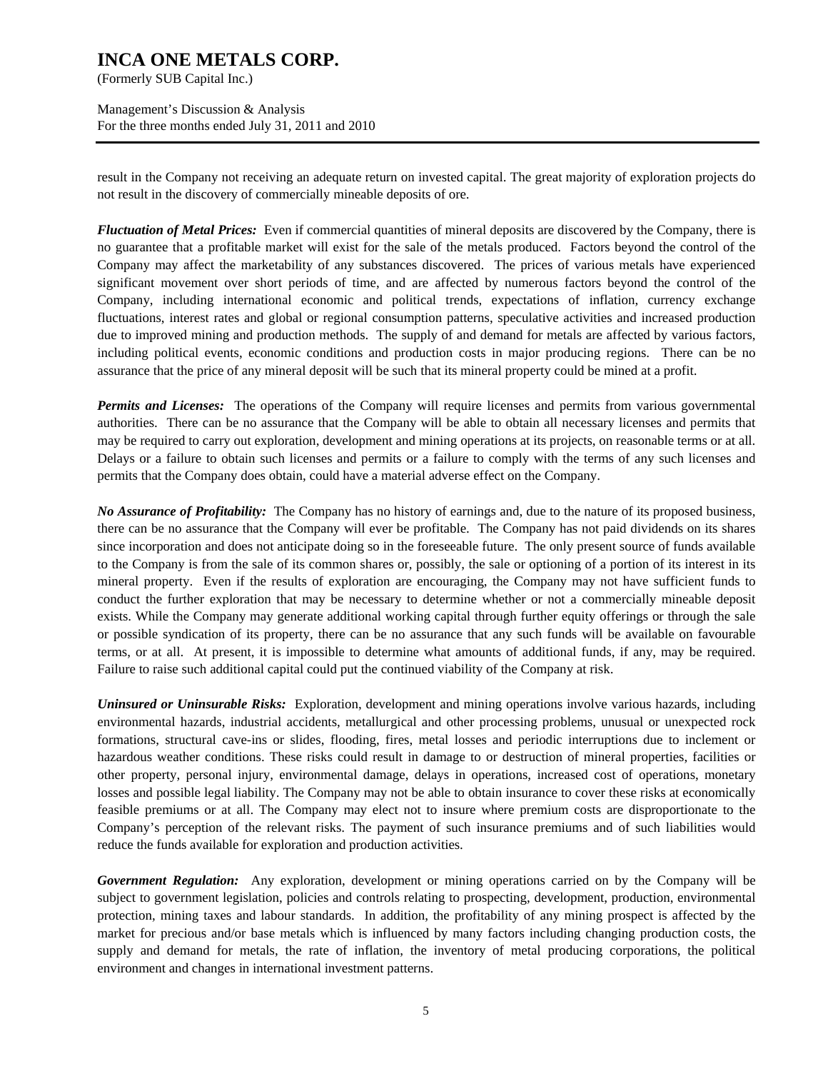result in the Company not receiving an adequate return on invested capital. The great majority of exploration projects do not result in the discovery of commercially mineable deposits of ore.

***Fluctuation of Metal Prices:*** Even if commercial quantities of mineral deposits are discovered by the Company, there is no guarantee that a profitable market will exist for the sale of the metals produced. Factors beyond the control of the Company may affect the marketability of any substances discovered. The prices of various metals have experienced significant movement over short periods of time, and are affected by numerous factors beyond the control of the Company, including international economic and political trends, expectations of inflation, currency exchange fluctuations, interest rates and global or regional consumption patterns, speculative activities and increased production due to improved mining and production methods. The supply of and demand for metals are affected by various factors, including political events, economic conditions and production costs in major producing regions. There can be no assurance that the price of any mineral deposit will be such that its mineral property could be mined at a profit.

***Permits and Licenses:*** The operations of the Company will require licenses and permits from various governmental authorities. There can be no assurance that the Company will be able to obtain all necessary licenses and permits that may be required to carry out exploration, development and mining operations at its projects, on reasonable terms or at all. Delays or a failure to obtain such licenses and permits or a failure to comply with the terms of any such licenses and permits that the Company does obtain, could have a material adverse effect on the Company.

***No Assurance of Profitability:*** The Company has no history of earnings and, due to the nature of its proposed business, there can be no assurance that the Company will ever be profitable. The Company has not paid dividends on its shares since incorporation and does not anticipate doing so in the foreseeable future. The only present source of funds available to the Company is from the sale of its common shares or, possibly, the sale or optioning of a portion of its interest in its mineral property. Even if the results of exploration are encouraging, the Company may not have sufficient funds to conduct the further exploration that may be necessary to determine whether or not a commercially mineable deposit exists. While the Company may generate additional working capital through further equity offerings or through the sale or possible syndication of its property, there can be no assurance that any such funds will be available on favourable terms, or at all. At present, it is impossible to determine what amounts of additional funds, if any, may be required. Failure to raise such additional capital could put the continued viability of the Company at risk.

***Uninsured or Uninsurable Risks:*** Exploration, development and mining operations involve various hazards, including environmental hazards, industrial accidents, metallurgical and other processing problems, unusual or unexpected rock formations, structural cave-ins or slides, flooding, fires, metal losses and periodic interruptions due to inclement or hazardous weather conditions. These risks could result in damage to or destruction of mineral properties, facilities or other property, personal injury, environmental damage, delays in operations, increased cost of operations, monetary losses and possible legal liability. The Company may not be able to obtain insurance to cover these risks at economically feasible premiums or at all. The Company may elect not to insure where premium costs are disproportionate to the Company's perception of the relevant risks. The payment of such insurance premiums and of such liabilities would reduce the funds available for exploration and production activities.

***Government Regulation:*** Any exploration, development or mining operations carried on by the Company will be subject to government legislation, policies and controls relating to prospecting, development, production, environmental protection, mining taxes and labour standards. In addition, the profitability of any mining prospect is affected by the market for precious and/or base metals which is influenced by many factors including changing production costs, the supply and demand for metals, the rate of inflation, the inventory of metal producing corporations, the political environment and changes in international investment patterns.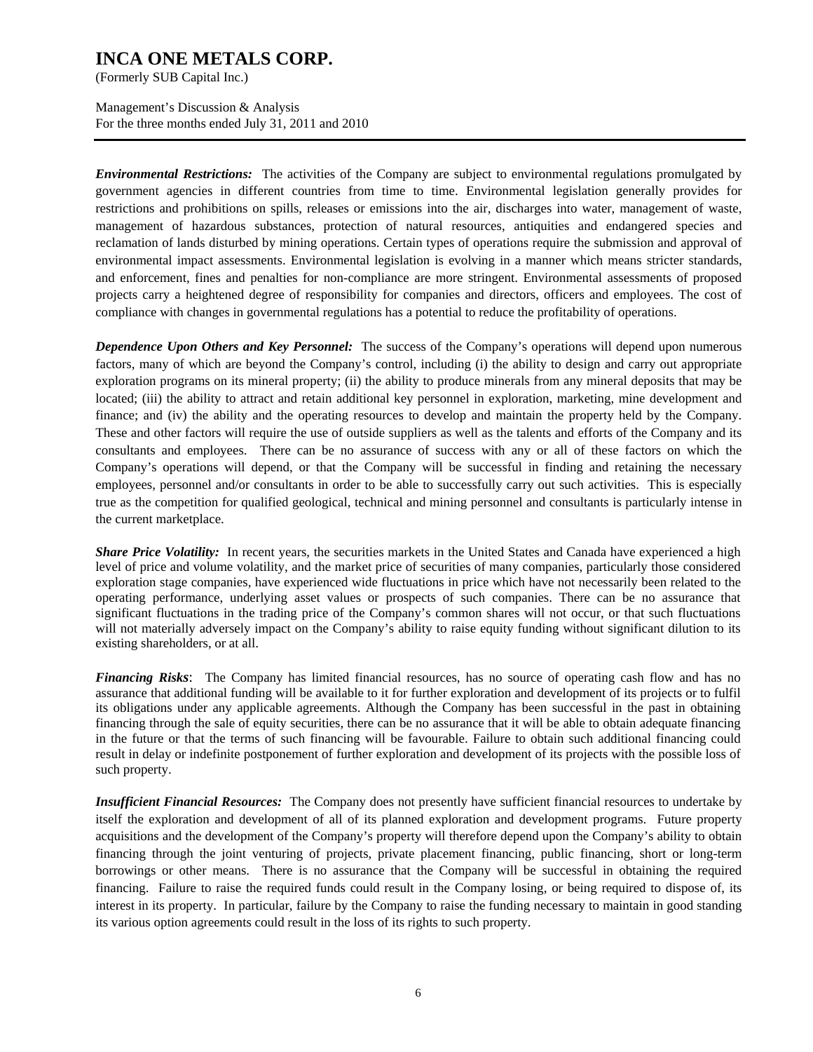***Environmental Restrictions:*** The activities of the Company are subject to environmental regulations promulgated by government agencies in different countries from time to time. Environmental legislation generally provides for restrictions and prohibitions on spills, releases or emissions into the air, discharges into water, management of waste, management of hazardous substances, protection of natural resources, antiquities and endangered species and reclamation of lands disturbed by mining operations. Certain types of operations require the submission and approval of environmental impact assessments. Environmental legislation is evolving in a manner which means stricter standards, and enforcement, fines and penalties for non-compliance are more stringent. Environmental assessments of proposed projects carry a heightened degree of responsibility for companies and directors, officers and employees. The cost of compliance with changes in governmental regulations has a potential to reduce the profitability of operations.

***Dependence Upon Others and Key Personnel:*** The success of the Company's operations will depend upon numerous factors, many of which are beyond the Company's control, including (i) the ability to design and carry out appropriate exploration programs on its mineral property; (ii) the ability to produce minerals from any mineral deposits that may be located; (iii) the ability to attract and retain additional key personnel in exploration, marketing, mine development and finance; and (iv) the ability and the operating resources to develop and maintain the property held by the Company. These and other factors will require the use of outside suppliers as well as the talents and efforts of the Company and its consultants and employees. There can be no assurance of success with any or all of these factors on which the Company's operations will depend, or that the Company will be successful in finding and retaining the necessary employees, personnel and/or consultants in order to be able to successfully carry out such activities. This is especially true as the competition for qualified geological, technical and mining personnel and consultants is particularly intense in the current marketplace.

***Share Price Volatility:*** In recent years, the securities markets in the United States and Canada have experienced a high level of price and volume volatility, and the market price of securities of many companies, particularly those considered exploration stage companies, have experienced wide fluctuations in price which have not necessarily been related to the operating performance, underlying asset values or prospects of such companies. There can be no assurance that significant fluctuations in the trading price of the Company's common shares will not occur, or that such fluctuations will not materially adversely impact on the Company's ability to raise equity funding without significant dilution to its existing shareholders, or at all.

***Financing Risks***: The Company has limited financial resources, has no source of operating cash flow and has no assurance that additional funding will be available to it for further exploration and development of its projects or to fulfil its obligations under any applicable agreements. Although the Company has been successful in the past in obtaining financing through the sale of equity securities, there can be no assurance that it will be able to obtain adequate financing in the future or that the terms of such financing will be favourable. Failure to obtain such additional financing could result in delay or indefinite postponement of further exploration and development of its projects with the possible loss of such property.

***Insufficient Financial Resources:*** The Company does not presently have sufficient financial resources to undertake by itself the exploration and development of all of its planned exploration and development programs. Future property acquisitions and the development of the Company's property will therefore depend upon the Company's ability to obtain financing through the joint venturing of projects, private placement financing, public financing, short or long-term borrowings or other means. There is no assurance that the Company will be successful in obtaining the required financing. Failure to raise the required funds could result in the Company losing, or being required to dispose of, its interest in its property. In particular, failure by the Company to raise the funding necessary to maintain in good standing its various option agreements could result in the loss of its rights to such property.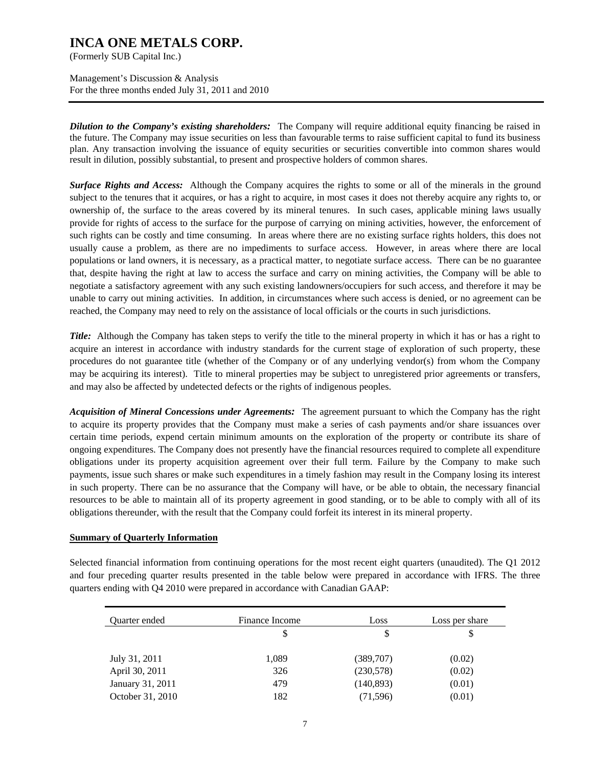***Dilution to the Company's existing shareholders:*** The Company will require additional equity financing be raised in the future. The Company may issue securities on less than favourable terms to raise sufficient capital to fund its business plan. Any transaction involving the issuance of equity securities or securities convertible into common shares would result in dilution, possibly substantial, to present and prospective holders of common shares.

***Surface Rights and Access:*** Although the Company acquires the rights to some or all of the minerals in the ground subject to the tenures that it acquires, or has a right to acquire, in most cases it does not thereby acquire any rights to, or ownership of, the surface to the areas covered by its mineral tenures. In such cases, applicable mining laws usually provide for rights of access to the surface for the purpose of carrying on mining activities, however, the enforcement of such rights can be costly and time consuming. In areas where there are no existing surface rights holders, this does not usually cause a problem, as there are no impediments to surface access. However, in areas where there are local populations or land owners, it is necessary, as a practical matter, to negotiate surface access. There can be no guarantee that, despite having the right at law to access the surface and carry on mining activities, the Company will be able to negotiate a satisfactory agreement with any such existing landowners/occupiers for such access, and therefore it may be unable to carry out mining activities. In addition, in circumstances where such access is denied, or no agreement can be reached, the Company may need to rely on the assistance of local officials or the courts in such jurisdictions.

***Title:*** Although the Company has taken steps to verify the title to the mineral property in which it has or has a right to acquire an interest in accordance with industry standards for the current stage of exploration of such property, these procedures do not guarantee title (whether of the Company or of any underlying vendor(s) from whom the Company may be acquiring its interest). Title to mineral properties may be subject to unregistered prior agreements or transfers, and may also be affected by undetected defects or the rights of indigenous peoples.

***Acquisition of Mineral Concessions under Agreements:*** The agreement pursuant to which the Company has the right to acquire its property provides that the Company must make a series of cash payments and/or share issuances over certain time periods, expend certain minimum amounts on the exploration of the property or contribute its share of ongoing expenditures. The Company does not presently have the financial resources required to complete all expenditure obligations under its property acquisition agreement over their full term. Failure by the Company to make such payments, issue such shares or make such expenditures in a timely fashion may result in the Company losing its interest in such property. There can be no assurance that the Company will have, or be able to obtain, the necessary financial resources to be able to maintain all of its property agreement in good standing, or to be able to comply with all of its obligations thereunder, with the result that the Company could forfeit its interest in its mineral property.

## Summary of Quarterly Information

Selected financial information from continuing operations for the most recent eight quarters (unaudited). The Q1 2012 and four preceding quarter results presented in the table below were prepared in accordance with IFRS. The three quarters ending with Q4 2010 were prepared in accordance with Canadian GAAP:

| Quarter ended | Finance Income | Loss | Loss per share |
|---|---|---|---|
| | $ | $ | $ |
| July 31, 2011 | 1,089 | (389,707) | (0.02) |
| April 30, 2011 | 326 | (230,578) | (0.02) |
| January 31, 2011 | 479 | (140,893) | (0.01) |
| October 31, 2010 | 182 | (71,596) | (0.01) |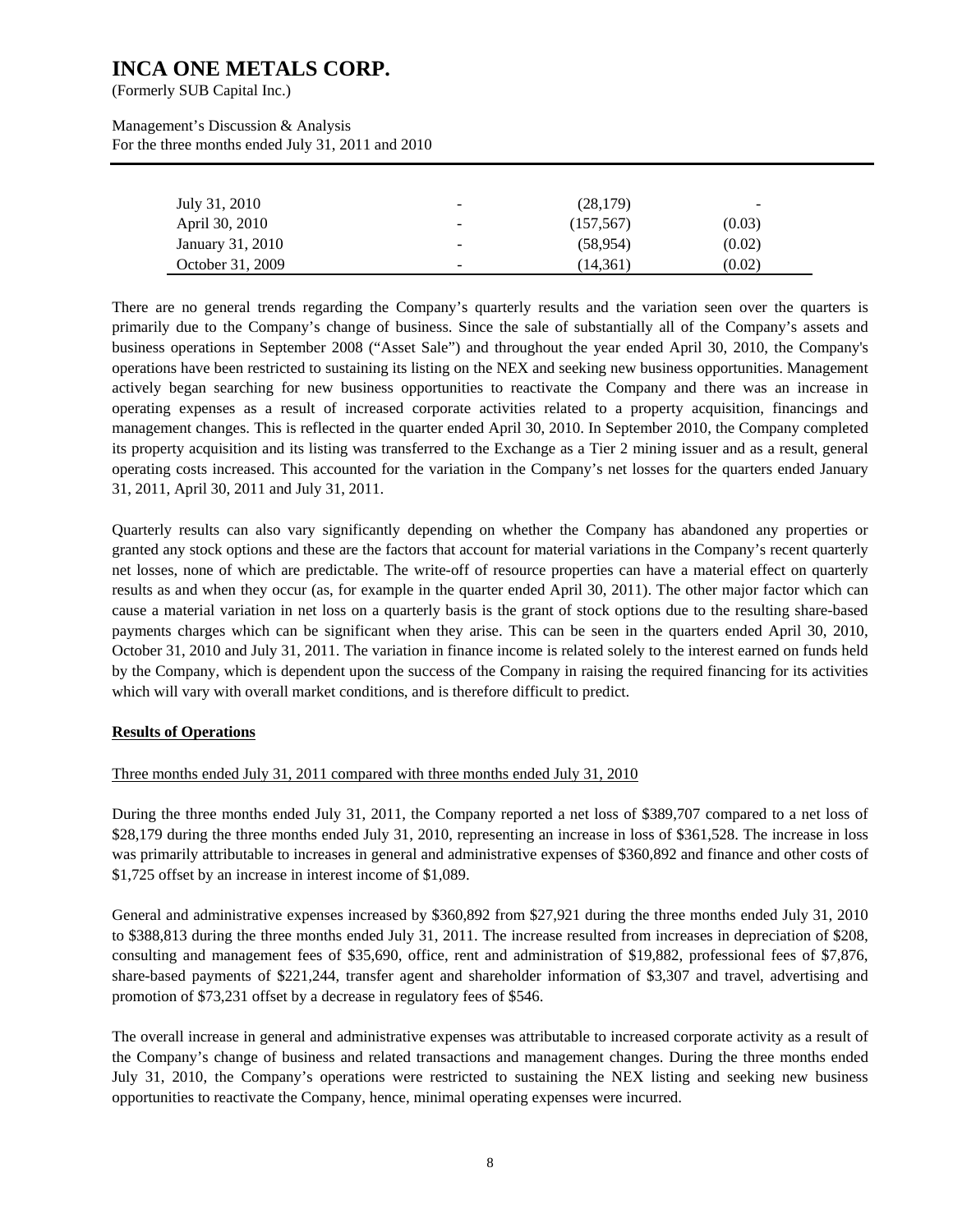| | | | |
|---|---|---|---|
| July 31, 2010 | - | (28,179) | - |
| April 30, 2010 | - | (157,567) | (0.03) |
| January 31, 2010 | - | (58,954) | (0.02) |
| October 31, 2009 | - | (14,361) | (0.02) |

There are no general trends regarding the Company's quarterly results and the variation seen over the quarters is primarily due to the Company's change of business. Since the sale of substantially all of the Company's assets and business operations in September 2008 ("Asset Sale") and throughout the year ended April 30, 2010, the Company's operations have been restricted to sustaining its listing on the NEX and seeking new business opportunities. Management actively began searching for new business opportunities to reactivate the Company and there was an increase in operating expenses as a result of increased corporate activities related to a property acquisition, financings and management changes. This is reflected in the quarter ended April 30, 2010. In September 2010, the Company completed its property acquisition and its listing was transferred to the Exchange as a Tier 2 mining issuer and as a result, general operating costs increased. This accounted for the variation in the Company's net losses for the quarters ended January 31, 2011, April 30, 2011 and July 31, 2011.

Quarterly results can also vary significantly depending on whether the Company has abandoned any properties or granted any stock options and these are the factors that account for material variations in the Company's recent quarterly net losses, none of which are predictable. The write-off of resource properties can have a material effect on quarterly results as and when they occur (as, for example in the quarter ended April 30, 2011). The other major factor which can cause a material variation in net loss on a quarterly basis is the grant of stock options due to the resulting share-based payments charges which can be significant when they arise. This can be seen in the quarters ended April 30, 2010, October 31, 2010 and July 31, 2011. The variation in finance income is related solely to the interest earned on funds held by the Company, which is dependent upon the success of the Company in raising the required financing for its activities which will vary with overall market conditions, and is therefore difficult to predict.

## Results of Operations

### Three months ended July 31, 2011 compared with three months ended July 31, 2010

During the three months ended July 31, 2011, the Company reported a net loss of $389,707 compared to a net loss of $28,179 during the three months ended July 31, 2010, representing an increase in loss of $361,528. The increase in loss was primarily attributable to increases in general and administrative expenses of $360,892 and finance and other costs of $1,725 offset by an increase in interest income of $1,089.

General and administrative expenses increased by $360,892 from $27,921 during the three months ended July 31, 2010 to $388,813 during the three months ended July 31, 2011. The increase resulted from increases in depreciation of $208, consulting and management fees of $35,690, office, rent and administration of $19,882, professional fees of $7,876, share-based payments of $221,244, transfer agent and shareholder information of $3,307 and travel, advertising and promotion of $73,231 offset by a decrease in regulatory fees of $546.

The overall increase in general and administrative expenses was attributable to increased corporate activity as a result of the Company's change of business and related transactions and management changes. During the three months ended July 31, 2010, the Company's operations were restricted to sustaining the NEX listing and seeking new business opportunities to reactivate the Company, hence, minimal operating expenses were incurred.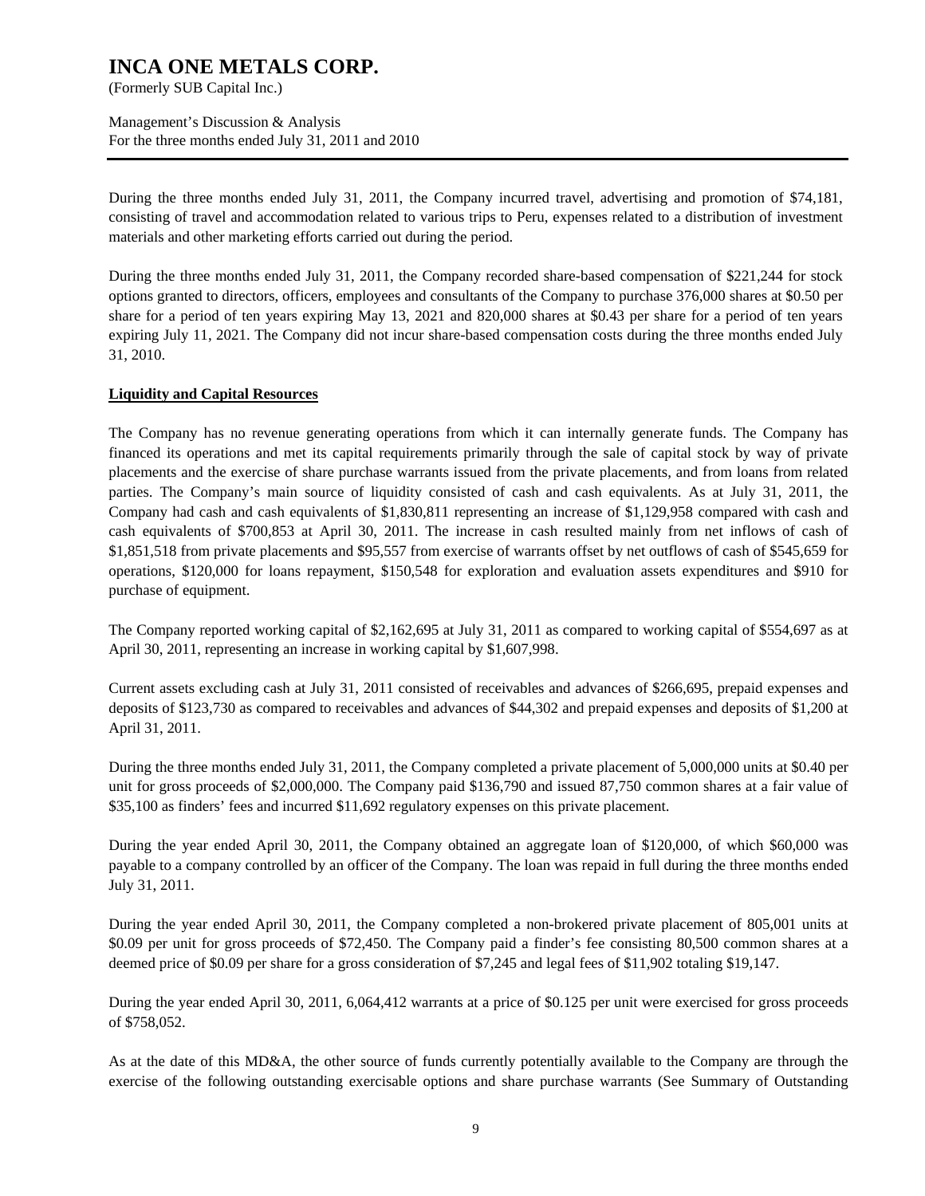During the three months ended July 31, 2011, the Company incurred travel, advertising and promotion of $74,181, consisting of travel and accommodation related to various trips to Peru, expenses related to a distribution of investment materials and other marketing efforts carried out during the period.

During the three months ended July 31, 2011, the Company recorded share-based compensation of $221,244 for stock options granted to directors, officers, employees and consultants of the Company to purchase 376,000 shares at $0.50 per share for a period of ten years expiring May 13, 2021 and 820,000 shares at $0.43 per share for a period of ten years expiring July 11, 2021. The Company did not incur share-based compensation costs during the three months ended July 31, 2010.

**Liquidity and Capital Resources**

The Company has no revenue generating operations from which it can internally generate funds. The Company has financed its operations and met its capital requirements primarily through the sale of capital stock by way of private placements and the exercise of share purchase warrants issued from the private placements, and from loans from related parties. The Company's main source of liquidity consisted of cash and cash equivalents. As at July 31, 2011, the Company had cash and cash equivalents of $1,830,811 representing an increase of $1,129,958 compared with cash and cash equivalents of $700,853 at April 30, 2011. The increase in cash resulted mainly from net inflows of cash of $1,851,518 from private placements and $95,557 from exercise of warrants offset by net outflows of cash of $545,659 for operations, $120,000 for loans repayment, $150,548 for exploration and evaluation assets expenditures and $910 for purchase of equipment.

The Company reported working capital of $2,162,695 at July 31, 2011 as compared to working capital of $554,697 as at April 30, 2011, representing an increase in working capital by $1,607,998.

Current assets excluding cash at July 31, 2011 consisted of receivables and advances of $266,695, prepaid expenses and deposits of $123,730 as compared to receivables and advances of $44,302 and prepaid expenses and deposits of $1,200 at April 31, 2011.

During the three months ended July 31, 2011, the Company completed a private placement of 5,000,000 units at $0.40 per unit for gross proceeds of $2,000,000. The Company paid $136,790 and issued 87,750 common shares at a fair value of $35,100 as finders' fees and incurred $11,692 regulatory expenses on this private placement.

During the year ended April 30, 2011, the Company obtained an aggregate loan of $120,000, of which $60,000 was payable to a company controlled by an officer of the Company. The loan was repaid in full during the three months ended July 31, 2011.

During the year ended April 30, 2011, the Company completed a non-brokered private placement of 805,001 units at $0.09 per unit for gross proceeds of $72,450. The Company paid a finder's fee consisting 80,500 common shares at a deemed price of $0.09 per share for a gross consideration of $7,245 and legal fees of $11,902 totaling $19,147.

During the year ended April 30, 2011, 6,064,412 warrants at a price of $0.125 per unit were exercised for gross proceeds of $758,052.

As at the date of this MD&A, the other source of funds currently potentially available to the Company are through the exercise of the following outstanding exercisable options and share purchase warrants (See Summary of Outstanding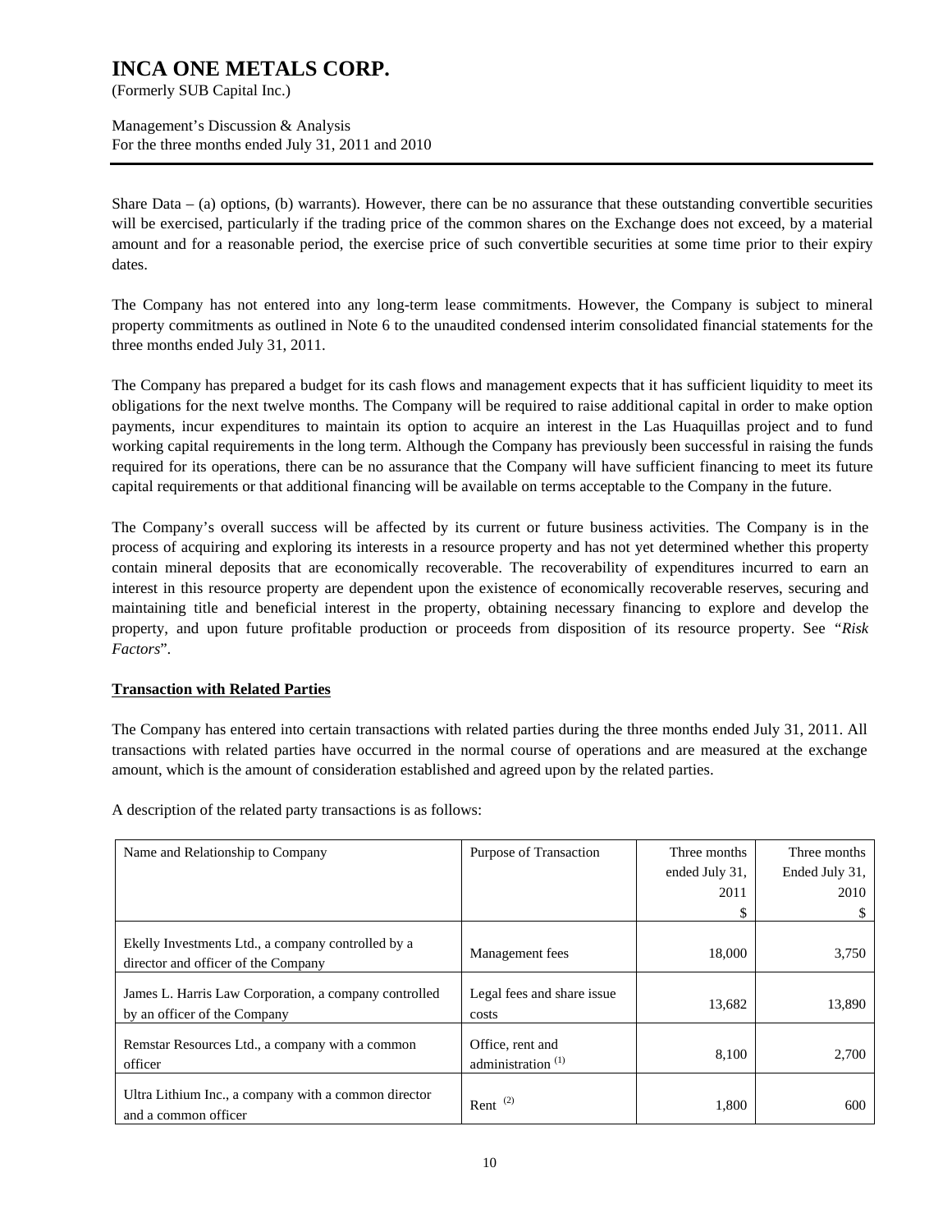Share Data – (a) options, (b) warrants). However, there can be no assurance that these outstanding convertible securities will be exercised, particularly if the trading price of the common shares on the Exchange does not exceed, by a material amount and for a reasonable period, the exercise price of such convertible securities at some time prior to their expiry dates.

The Company has not entered into any long-term lease commitments. However, the Company is subject to mineral property commitments as outlined in Note 6 to the unaudited condensed interim consolidated financial statements for the three months ended July 31, 2011.

The Company has prepared a budget for its cash flows and management expects that it has sufficient liquidity to meet its obligations for the next twelve months. The Company will be required to raise additional capital in order to make option payments, incur expenditures to maintain its option to acquire an interest in the Las Huaquillas project and to fund working capital requirements in the long term. Although the Company has previously been successful in raising the funds required for its operations, there can be no assurance that the Company will have sufficient financing to meet its future capital requirements or that additional financing will be available on terms acceptable to the Company in the future.

The Company's overall success will be affected by its current or future business activities. The Company is in the process of acquiring and exploring its interests in a resource property and has not yet determined whether this property contain mineral deposits that are economically recoverable. The recoverability of expenditures incurred to earn an interest in this resource property are dependent upon the existence of economically recoverable reserves, securing and maintaining title and beneficial interest in the property, obtaining necessary financing to explore and develop the property, and upon future profitable production or proceeds from disposition of its resource property. See "*Risk Factors*".

## Transaction with Related Parties

The Company has entered into certain transactions with related parties during the three months ended July 31, 2011. All transactions with related parties have occurred in the normal course of operations and are measured at the exchange amount, which is the amount of consideration established and agreed upon by the related parties.

A description of the related party transactions is as follows:

| Name and Relationship to Company | Purpose of Transaction | Three months ended July 31, 2011 $ | Three months Ended July 31, 2010 $ |
|---|---|---|---|
| Ekelly Investments Ltd., a company controlled by a director and officer of the Company | Management fees | 18,000 | 3,750 |
| James L. Harris Law Corporation, a company controlled by an officer of the Company | Legal fees and share issue costs | 13,682 | 13,890 |
| Remstar Resources Ltd., a company with a common officer | Office, rent and administration (1) | 8,100 | 2,700 |
| Ultra Lithium Inc., a company with a common director and a common officer | Rent (2) | 1,800 | 600 |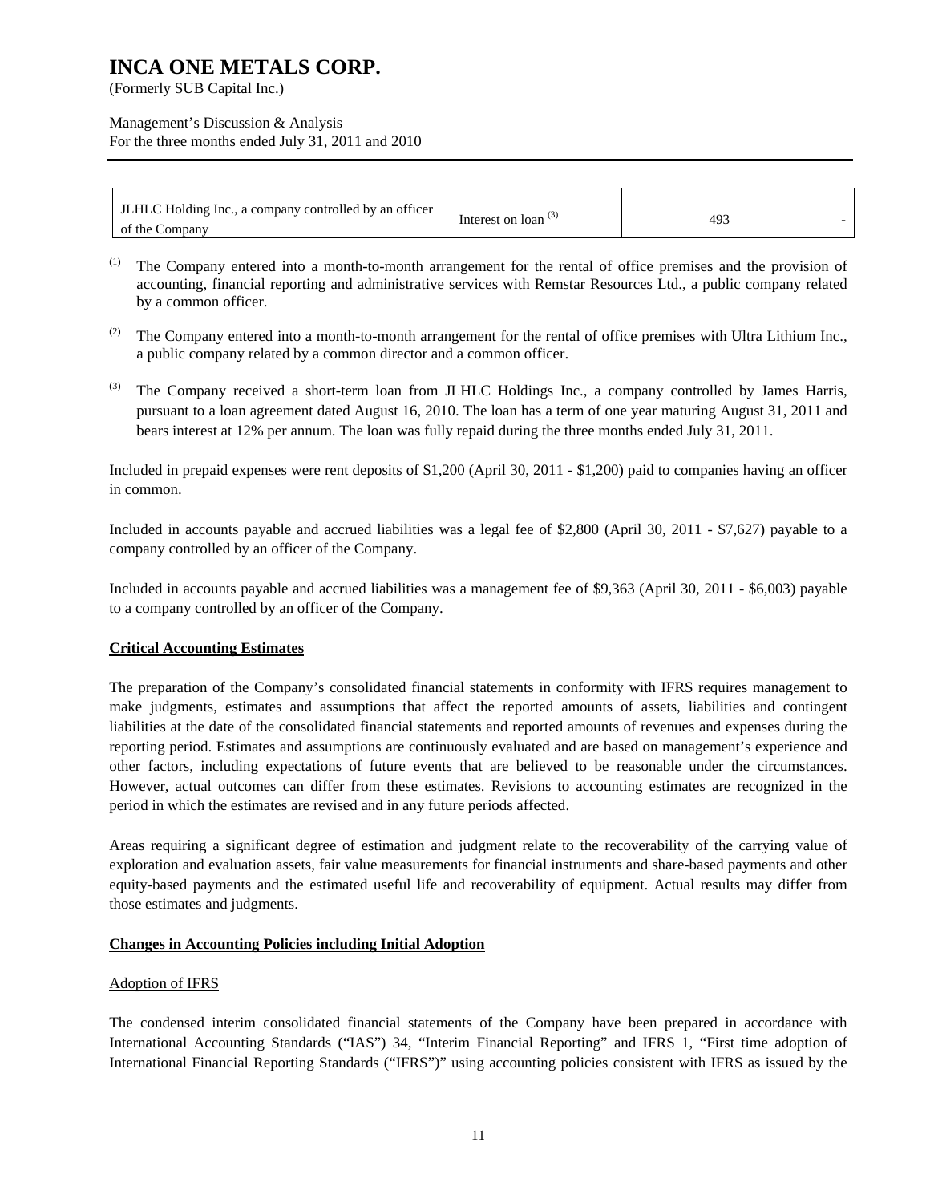| | | | |
|---|---|---|---|
| JLHLC Holding Inc., a company controlled by an officer of the Company | Interest on loan [(3)] | 493 | - |

[(1)] The Company entered into a month-to-month arrangement for the rental of office premises and the provision of accounting, financial reporting and administrative services with Remstar Resources Ltd., a public company related by a common officer.

[(2)] The Company entered into a month-to-month arrangement for the rental of office premises with Ultra Lithium Inc., a public company related by a common director and a common officer.

[(3)] The Company received a short-term loan from JLHLC Holdings Inc., a company controlled by James Harris, pursuant to a loan agreement dated August 16, 2010. The loan has a term of one year maturing August 31, 2011 and bears interest at 12% per annum. The loan was fully repaid during the three months ended July 31, 2011.

Included in prepaid expenses were rent deposits of $1,200 (April 30, 2011 - $1,200) paid to companies having an officer in common.

Included in accounts payable and accrued liabilities was a legal fee of $2,800 (April 30, 2011 - $7,627) payable to a company controlled by an officer of the Company.

Included in accounts payable and accrued liabilities was a management fee of $9,363 (April 30, 2011 - $6,003) payable to a company controlled by an officer of the Company.

## Critical Accounting Estimates

The preparation of the Company's consolidated financial statements in conformity with IFRS requires management to make judgments, estimates and assumptions that affect the reported amounts of assets, liabilities and contingent liabilities at the date of the consolidated financial statements and reported amounts of revenues and expenses during the reporting period. Estimates and assumptions are continuously evaluated and are based on management's experience and other factors, including expectations of future events that are believed to be reasonable under the circumstances. However, actual outcomes can differ from these estimates. Revisions to accounting estimates are recognized in the period in which the estimates are revised and in any future periods affected.

Areas requiring a significant degree of estimation and judgment relate to the recoverability of the carrying value of exploration and evaluation assets, fair value measurements for financial instruments and share-based payments and other equity-based payments and the estimated useful life and recoverability of equipment. Actual results may differ from those estimates and judgments.

## Changes in Accounting Policies including Initial Adoption

### Adoption of IFRS

The condensed interim consolidated financial statements of the Company have been prepared in accordance with International Accounting Standards ("IAS") 34, "Interim Financial Reporting" and IFRS 1, "First time adoption of International Financial Reporting Standards ("IFRS")" using accounting policies consistent with IFRS as issued by the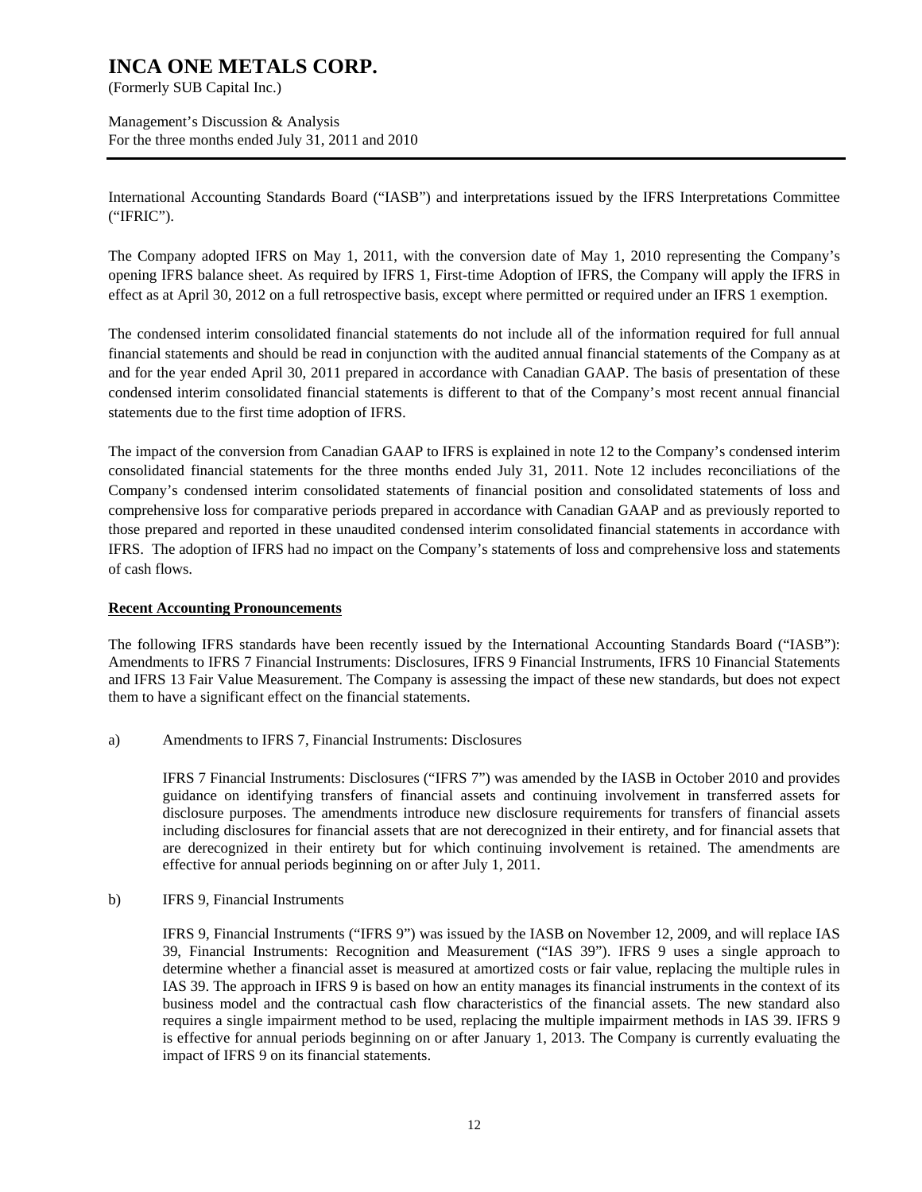International Accounting Standards Board ("IASB") and interpretations issued by the IFRS Interpretations Committee ("IFRIC").

The Company adopted IFRS on May 1, 2011, with the conversion date of May 1, 2010 representing the Company's opening IFRS balance sheet. As required by IFRS 1, First-time Adoption of IFRS, the Company will apply the IFRS in effect as at April 30, 2012 on a full retrospective basis, except where permitted or required under an IFRS 1 exemption.

The condensed interim consolidated financial statements do not include all of the information required for full annual financial statements and should be read in conjunction with the audited annual financial statements of the Company as at and for the year ended April 30, 2011 prepared in accordance with Canadian GAAP. The basis of presentation of these condensed interim consolidated financial statements is different to that of the Company's most recent annual financial statements due to the first time adoption of IFRS.

The impact of the conversion from Canadian GAAP to IFRS is explained in note 12 to the Company's condensed interim consolidated financial statements for the three months ended July 31, 2011. Note 12 includes reconciliations of the Company's condensed interim consolidated statements of financial position and consolidated statements of loss and comprehensive loss for comparative periods prepared in accordance with Canadian GAAP and as previously reported to those prepared and reported in these unaudited condensed interim consolidated financial statements in accordance with IFRS. The adoption of IFRS had no impact on the Company's statements of loss and comprehensive loss and statements of cash flows.

## Recent Accounting Pronouncements

The following IFRS standards have been recently issued by the International Accounting Standards Board ("IASB"): Amendments to IFRS 7 Financial Instruments: Disclosures, IFRS 9 Financial Instruments, IFRS 10 Financial Statements and IFRS 13 Fair Value Measurement. The Company is assessing the impact of these new standards, but does not expect them to have a significant effect on the financial statements.

a) Amendments to IFRS 7, Financial Instruments: Disclosures

IFRS 7 Financial Instruments: Disclosures ("IFRS 7") was amended by the IASB in October 2010 and provides guidance on identifying transfers of financial assets and continuing involvement in transferred assets for disclosure purposes. The amendments introduce new disclosure requirements for transfers of financial assets including disclosures for financial assets that are not derecognized in their entirety, and for financial assets that are derecognized in their entirety but for which continuing involvement is retained. The amendments are effective for annual periods beginning on or after July 1, 2011.

b) IFRS 9, Financial Instruments

IFRS 9, Financial Instruments ("IFRS 9") was issued by the IASB on November 12, 2009, and will replace IAS 39, Financial Instruments: Recognition and Measurement ("IAS 39"). IFRS 9 uses a single approach to determine whether a financial asset is measured at amortized costs or fair value, replacing the multiple rules in IAS 39. The approach in IFRS 9 is based on how an entity manages its financial instruments in the context of its business model and the contractual cash flow characteristics of the financial assets. The new standard also requires a single impairment method to be used, replacing the multiple impairment methods in IAS 39. IFRS 9 is effective for annual periods beginning on or after January 1, 2013. The Company is currently evaluating the impact of IFRS 9 on its financial statements.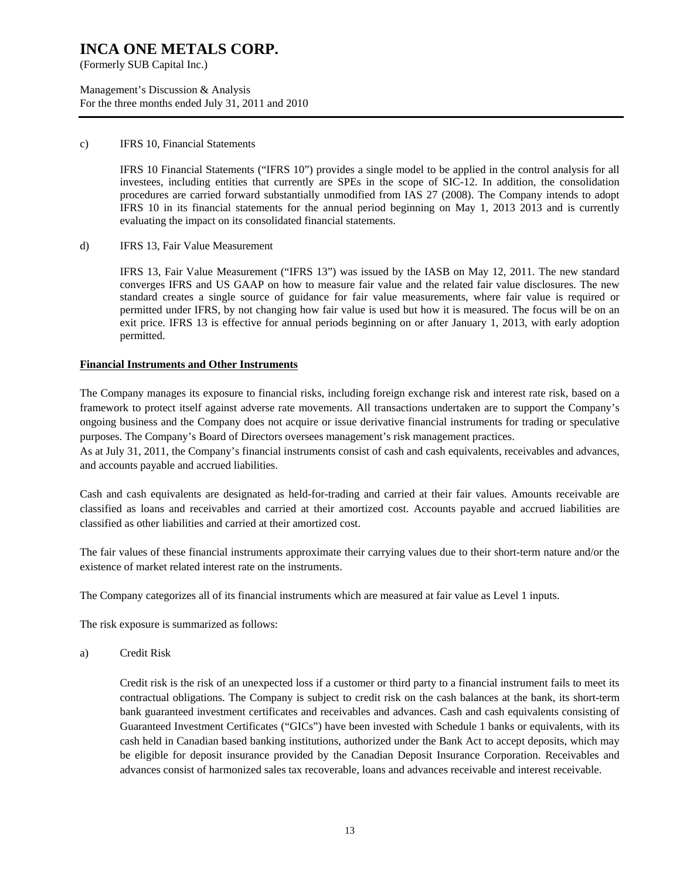c) IFRS 10, Financial Statements

IFRS 10 Financial Statements ("IFRS 10") provides a single model to be applied in the control analysis for all investees, including entities that currently are SPEs in the scope of SIC-12. In addition, the consolidation procedures are carried forward substantially unmodified from IAS 27 (2008). The Company intends to adopt IFRS 10 in its financial statements for the annual period beginning on May 1, 2013 2013 and is currently evaluating the impact on its consolidated financial statements.

d) IFRS 13, Fair Value Measurement

IFRS 13, Fair Value Measurement ("IFRS 13") was issued by the IASB on May 12, 2011. The new standard converges IFRS and US GAAP on how to measure fair value and the related fair value disclosures. The new standard creates a single source of guidance for fair value measurements, where fair value is required or permitted under IFRS, by not changing how fair value is used but how it is measured. The focus will be on an exit price. IFRS 13 is effective for annual periods beginning on or after January 1, 2013, with early adoption permitted.

## Financial Instruments and Other Instruments

The Company manages its exposure to financial risks, including foreign exchange risk and interest rate risk, based on a framework to protect itself against adverse rate movements. All transactions undertaken are to support the Company's ongoing business and the Company does not acquire or issue derivative financial instruments for trading or speculative purposes. The Company's Board of Directors oversees management's risk management practices.
As at July 31, 2011, the Company's financial instruments consist of cash and cash equivalents, receivables and advances, and accounts payable and accrued liabilities.

Cash and cash equivalents are designated as held-for-trading and carried at their fair values. Amounts receivable are classified as loans and receivables and carried at their amortized cost. Accounts payable and accrued liabilities are classified as other liabilities and carried at their amortized cost.

The fair values of these financial instruments approximate their carrying values due to their short-term nature and/or the existence of market related interest rate on the instruments.

The Company categorizes all of its financial instruments which are measured at fair value as Level 1 inputs.

The risk exposure is summarized as follows:

a) Credit Risk

Credit risk is the risk of an unexpected loss if a customer or third party to a financial instrument fails to meet its contractual obligations. The Company is subject to credit risk on the cash balances at the bank, its short-term bank guaranteed investment certificates and receivables and advances. Cash and cash equivalents consisting of Guaranteed Investment Certificates ("GICs") have been invested with Schedule 1 banks or equivalents, with its cash held in Canadian based banking institutions, authorized under the Bank Act to accept deposits, which may be eligible for deposit insurance provided by the Canadian Deposit Insurance Corporation. Receivables and advances consist of harmonized sales tax recoverable, loans and advances receivable and interest receivable.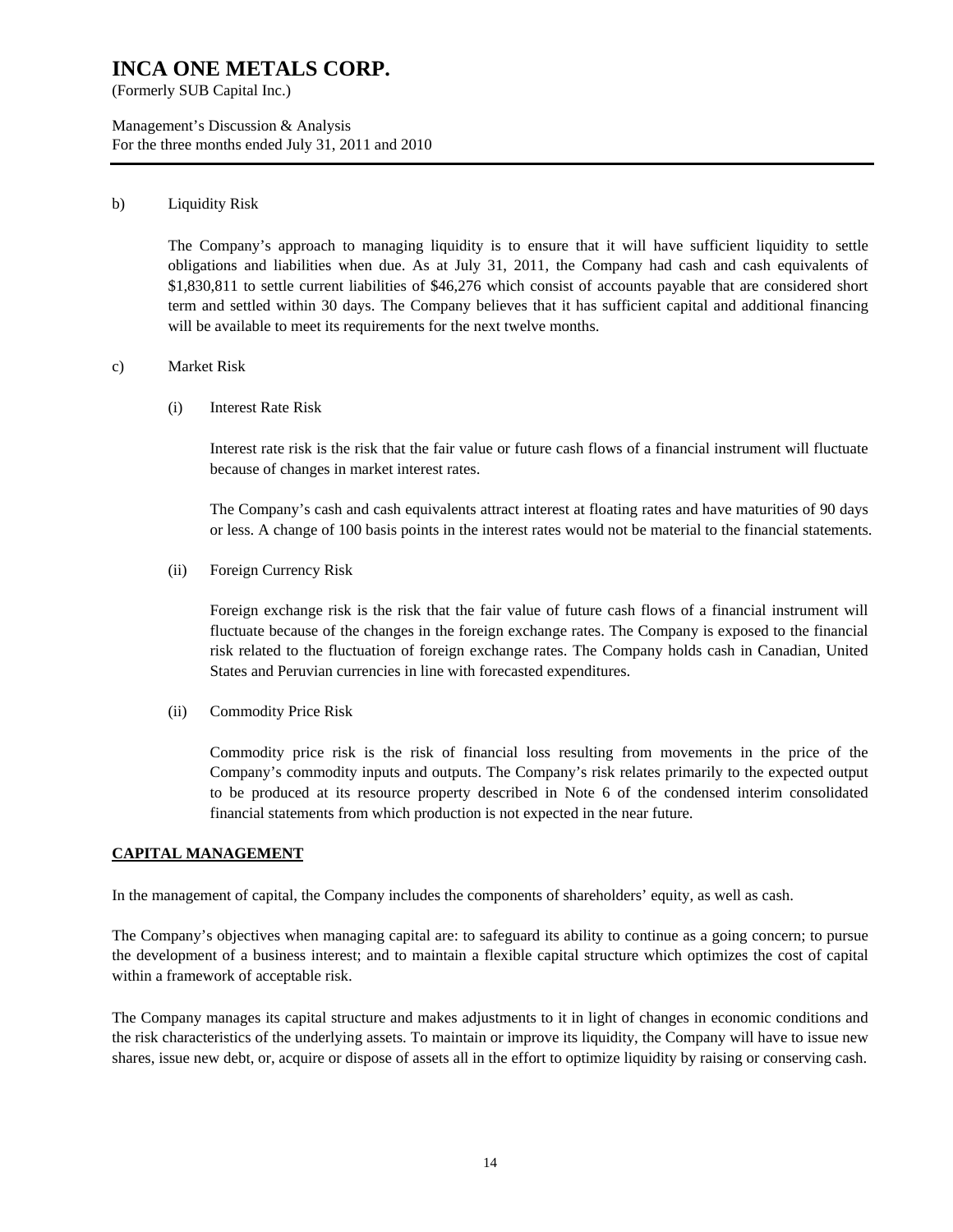b) Liquidity Risk

The Company's approach to managing liquidity is to ensure that it will have sufficient liquidity to settle obligations and liabilities when due. As at July 31, 2011, the Company had cash and cash equivalents of $1,830,811 to settle current liabilities of $46,276 which consist of accounts payable that are considered short term and settled within 30 days. The Company believes that it has sufficient capital and additional financing will be available to meet its requirements for the next twelve months.

c) Market Risk

(i) Interest Rate Risk

Interest rate risk is the risk that the fair value or future cash flows of a financial instrument will fluctuate because of changes in market interest rates.

The Company's cash and cash equivalents attract interest at floating rates and have maturities of 90 days or less. A change of 100 basis points in the interest rates would not be material to the financial statements.

(ii) Foreign Currency Risk

Foreign exchange risk is the risk that the fair value of future cash flows of a financial instrument will fluctuate because of the changes in the foreign exchange rates. The Company is exposed to the financial risk related to the fluctuation of foreign exchange rates. The Company holds cash in Canadian, United States and Peruvian currencies in line with forecasted expenditures.

(ii) Commodity Price Risk

Commodity price risk is the risk of financial loss resulting from movements in the price of the Company's commodity inputs and outputs. The Company's risk relates primarily to the expected output to be produced at its resource property described in Note 6 of the condensed interim consolidated financial statements from which production is not expected in the near future.

## CAPITAL MANAGEMENT

In the management of capital, the Company includes the components of shareholders' equity, as well as cash.

The Company's objectives when managing capital are: to safeguard its ability to continue as a going concern; to pursue the development of a business interest; and to maintain a flexible capital structure which optimizes the cost of capital within a framework of acceptable risk.

The Company manages its capital structure and makes adjustments to it in light of changes in economic conditions and the risk characteristics of the underlying assets. To maintain or improve its liquidity, the Company will have to issue new shares, issue new debt, or, acquire or dispose of assets all in the effort to optimize liquidity by raising or conserving cash.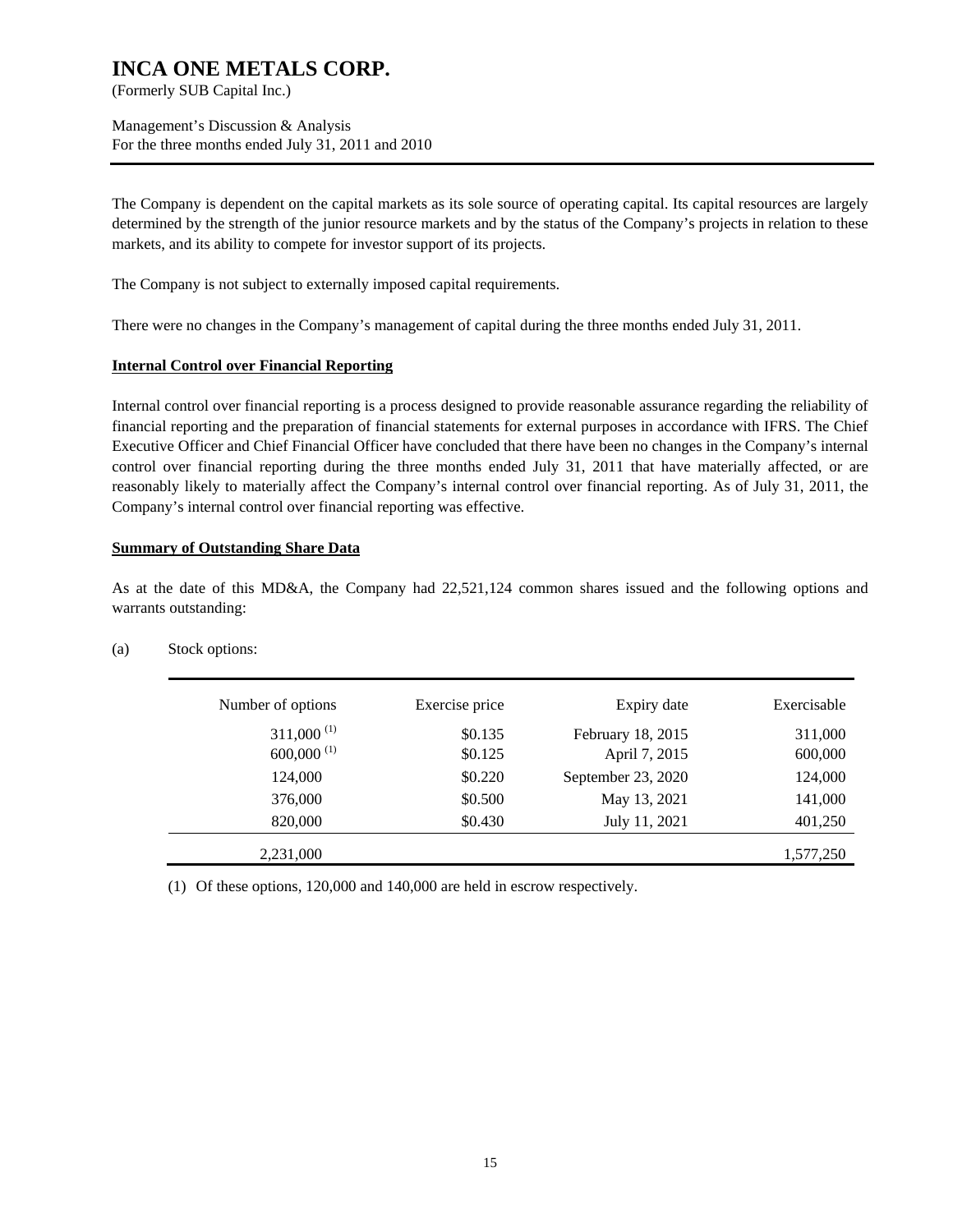The Company is dependent on the capital markets as its sole source of operating capital. Its capital resources are largely determined by the strength of the junior resource markets and by the status of the Company's projects in relation to these markets, and its ability to compete for investor support of its projects.

The Company is not subject to externally imposed capital requirements.

There were no changes in the Company's management of capital during the three months ended July 31, 2011.

**Internal Control over Financial Reporting**

Internal control over financial reporting is a process designed to provide reasonable assurance regarding the reliability of financial reporting and the preparation of financial statements for external purposes in accordance with IFRS. The Chief Executive Officer and Chief Financial Officer have concluded that there have been no changes in the Company's internal control over financial reporting during the three months ended July 31, 2011 that have materially affected, or are reasonably likely to materially affect the Company's internal control over financial reporting. As of July 31, 2011, the Company's internal control over financial reporting was effective.

**Summary of Outstanding Share Data**

As at the date of this MD&A, the Company had 22,521,124 common shares issued and the following options and warrants outstanding:

(a) Stock options:

| Number of options | Exercise price | Expiry date | Exercisable |
|---|---|---|---|
| 311,000 (1) | $0.135 | February 18, 2015 | 311,000 |
| 600,000 (1) | $0.125 | April 7, 2015 | 600,000 |
| 124,000 | $0.220 | September 23, 2020 | 124,000 |
| 376,000 | $0.500 | May 13, 2021 | 141,000 |
| 820,000 | $0.430 | July 11, 2021 | 401,250 |
| 2,231,000 | | | 1,577,250 |

(1) Of these options, 120,000 and 140,000 are held in escrow respectively.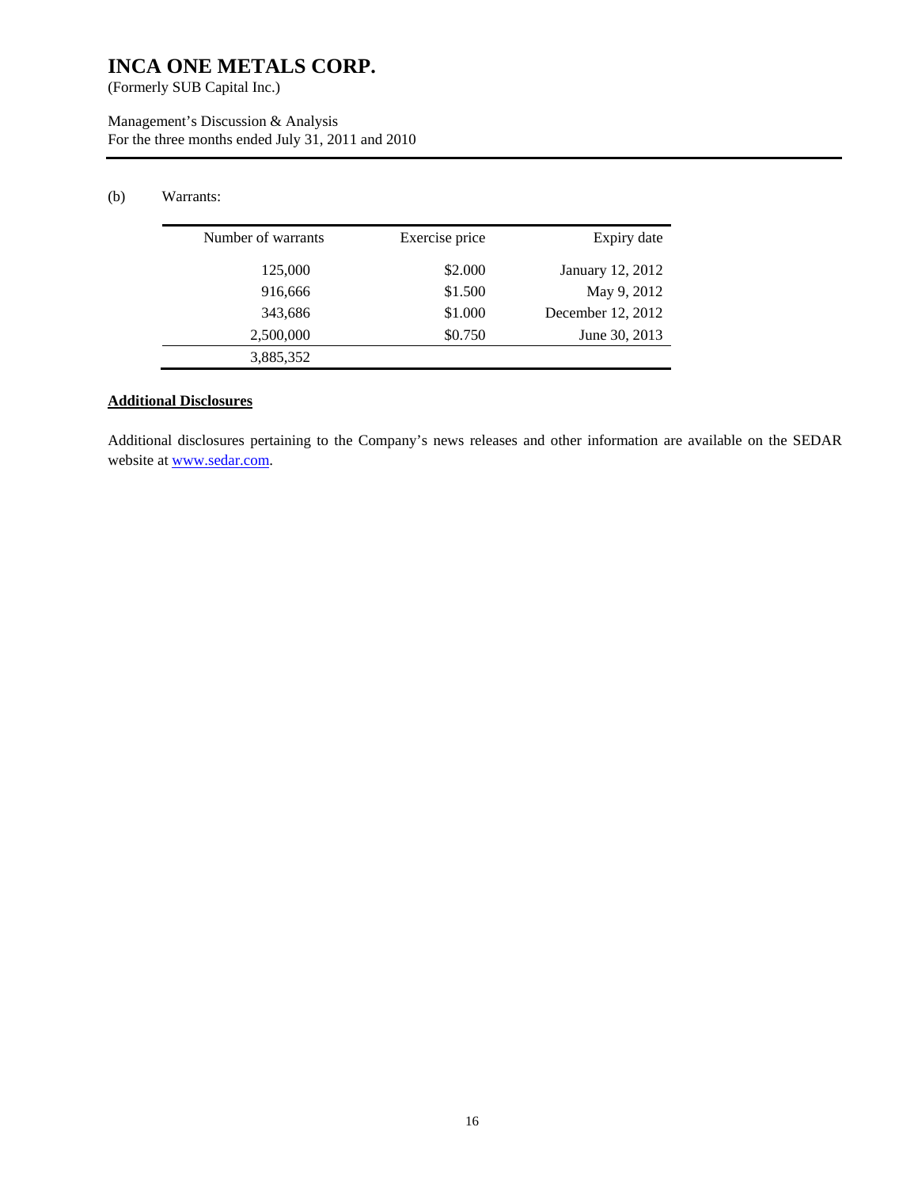(b) Warrants:

| Number of warrants | Exercise price | Expiry date |
|---|---|---|
| 125,000 | $2.000 | January 12, 2012 |
| 916,666 | $1.500 | May 9, 2012 |
| 343,686 | $1.000 | December 12, 2012 |
| 2,500,000 | $0.750 | June 30, 2013 |
| 3,885,352 | | |

**Additional Disclosures**

Additional disclosures pertaining to the Company's news releases and other information are available on the SEDAR website at www.sedar.com.